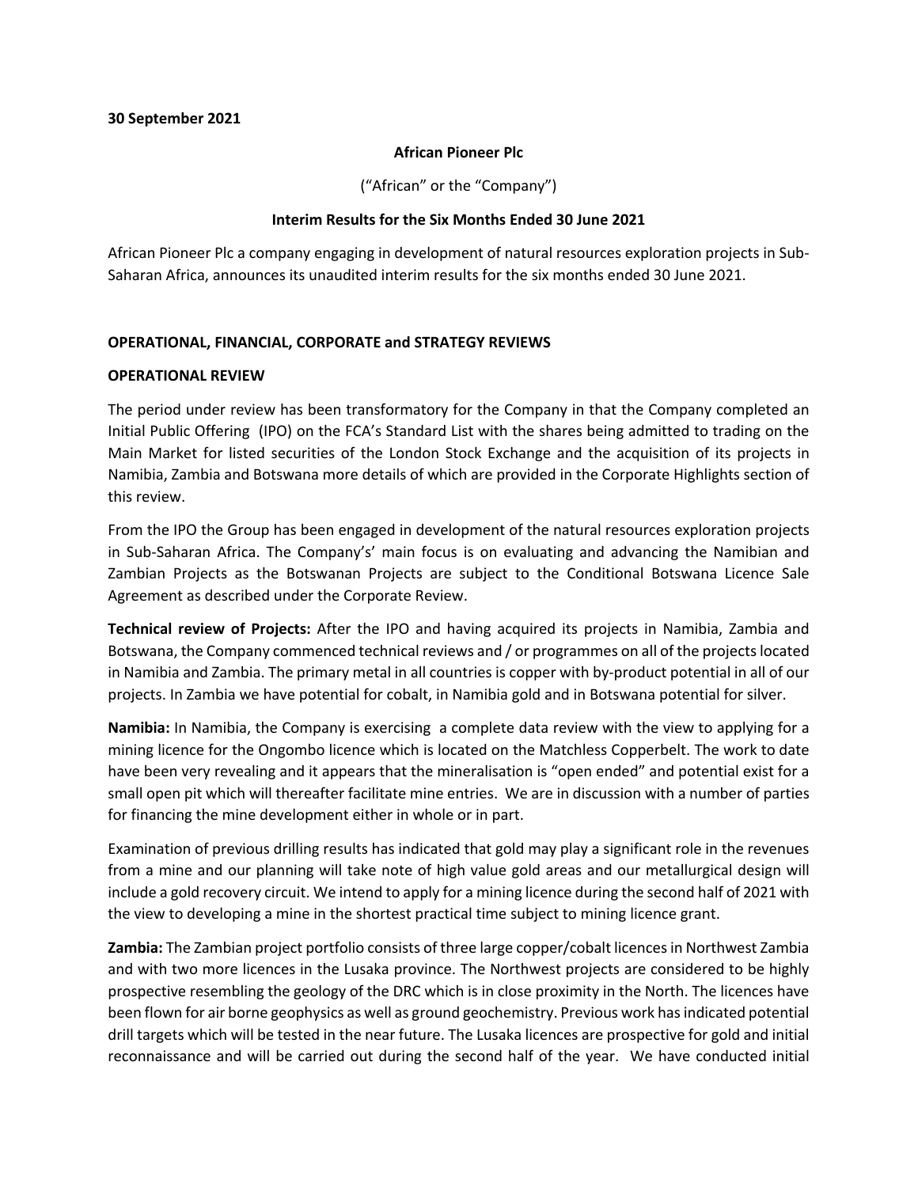**30 September 2021**

**African Pioneer Plc**

("African" or the "Company")

**Interim Results for the Six Months Ended 30 June 2021**

African Pioneer Plc a company engaging in development of natural resources exploration projects in Sub-Saharan Africa, announces its unaudited interim results for the six months ended 30 June 2021.

**OPERATIONAL, FINANCIAL, CORPORATE and STRATEGY REVIEWS**

**OPERATIONAL REVIEW**

The period under review has been transformatory for the Company in that the Company completed an Initial Public Offering (IPO) on the FCA's Standard List with the shares being admitted to trading on the Main Market for listed securities of the London Stock Exchange and the acquisition of its projects in Namibia, Zambia and Botswana more details of which are provided in the Corporate Highlights section of this review.

From the IPO the Group has been engaged in development of the natural resources exploration projects in Sub-Saharan Africa. The Company's' main focus is on evaluating and advancing the Namibian and Zambian Projects as the Botswanan Projects are subject to the Conditional Botswana Licence Sale Agreement as described under the Corporate Review.

**Technical review of Projects:** After the IPO and having acquired its projects in Namibia, Zambia and Botswana, the Company commenced technical reviews and / or programmes on all of the projects located in Namibia and Zambia. The primary metal in all countries is copper with by-product potential in all of our projects. In Zambia we have potential for cobalt, in Namibia gold and in Botswana potential for silver.

**Namibia:** In Namibia, the Company is exercising a complete data review with the view to applying for a mining licence for the Ongombo licence which is located on the Matchless Copperbelt. The work to date have been very revealing and it appears that the mineralisation is "open ended" and potential exist for a small open pit which will thereafter facilitate mine entries. We are in discussion with a number of parties for financing the mine development either in whole or in part.

Examination of previous drilling results has indicated that gold may play a significant role in the revenues from a mine and our planning will take note of high value gold areas and our metallurgical design will include a gold recovery circuit. We intend to apply for a mining licence during the second half of 2021 with the view to developing a mine in the shortest practical time subject to mining licence grant.

**Zambia:** The Zambian project portfolio consists of three large copper/cobalt licences in Northwest Zambia and with two more licences in the Lusaka province. The Northwest projects are considered to be highly prospective resembling the geology of the DRC which is in close proximity in the North. The licences have been flown for air borne geophysics as well as ground geochemistry. Previous work has indicated potential drill targets which will be tested in the near future. The Lusaka licences are prospective for gold and initial reconnaissance and will be carried out during the second half of the year. We have conducted initial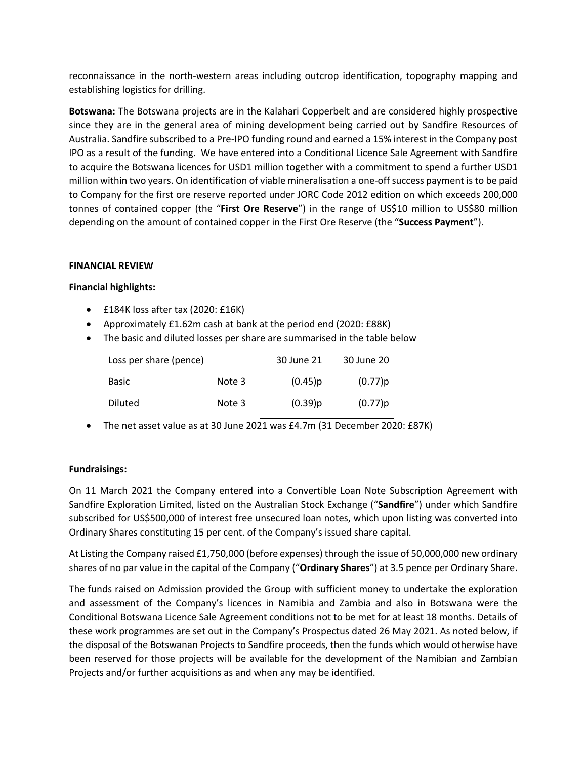reconnaissance in the north-western areas including outcrop identification, topography mapping and establishing logistics for drilling.

**Botswana:** The Botswana projects are in the Kalahari Copperbelt and are considered highly prospective since they are in the general area of mining development being carried out by Sandfire Resources of Australia. Sandfire subscribed to a Pre-IPO funding round and earned a 15% interest in the Company post IPO as a result of the funding. We have entered into a Conditional Licence Sale Agreement with Sandfire to acquire the Botswana licences for USD1 million together with a commitment to spend a further USD1 million within two years. On identification of viable mineralisation a one-off success payment is to be paid to Company for the first ore reserve reported under JORC Code 2012 edition on which exceeds 200,000 tonnes of contained copper (the "**First Ore Reserve**") in the range of US$10 million to US$80 million depending on the amount of contained copper in the First Ore Reserve (the "**Success Payment**").

**FINANCIAL REVIEW**

**Financial highlights:**

- £184K loss after tax (2020: £16K)
- Approximately £1.62m cash at bank at the period end (2020: £88K)
- The basic and diluted losses per share are summarised in the table below

| Loss per share (pence) | | 30 June 21 | 30 June 20 |
|---|---|---|---|
| Basic | Note 3 | (0.45)p | (0.77)p |
| Diluted | Note 3 | (0.39)p | (0.77)p |

- The net asset value as at 30 June 2021 was £4.7m (31 December 2020: £87K)

**Fundraisings:**

On 11 March 2021 the Company entered into a Convertible Loan Note Subscription Agreement with Sandfire Exploration Limited, listed on the Australian Stock Exchange ("**Sandfire**") under which Sandfire subscribed for US$500,000 of interest free unsecured loan notes, which upon listing was converted into Ordinary Shares constituting 15 per cent. of the Company's issued share capital.

At Listing the Company raised £1,750,000 (before expenses) through the issue of 50,000,000 new ordinary shares of no par value in the capital of the Company ("**Ordinary Shares**") at 3.5 pence per Ordinary Share.

The funds raised on Admission provided the Group with sufficient money to undertake the exploration and assessment of the Company's licences in Namibia and Zambia and also in Botswana were the Conditional Botswana Licence Sale Agreement conditions not to be met for at least 18 months. Details of these work programmes are set out in the Company's Prospectus dated 26 May 2021. As noted below, if the disposal of the Botswanan Projects to Sandfire proceeds, then the funds which would otherwise have been reserved for those projects will be available for the development of the Namibian and Zambian Projects and/or further acquisitions as and when any may be identified.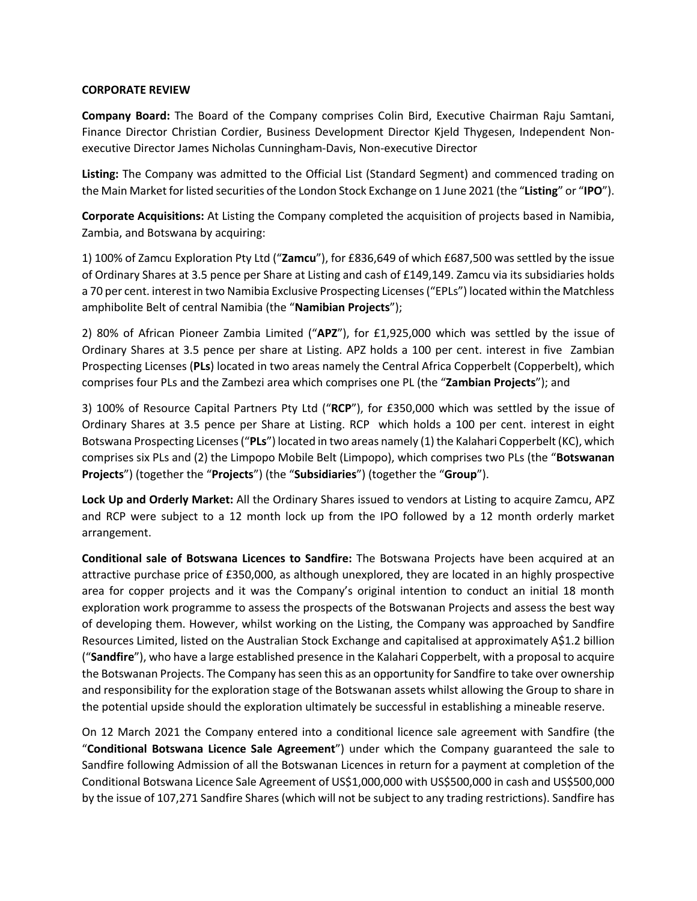**CORPORATE REVIEW**

**Company Board:** The Board of the Company comprises Colin Bird, Executive Chairman Raju Samtani, Finance Director Christian Cordier, Business Development Director Kjeld Thygesen, Independent Non-executive Director James Nicholas Cunningham-Davis, Non-executive Director

**Listing:** The Company was admitted to the Official List (Standard Segment) and commenced trading on the Main Market for listed securities of the London Stock Exchange on 1 June 2021 (the "**Listing**" or "**IPO**").

**Corporate Acquisitions:** At Listing the Company completed the acquisition of projects based in Namibia, Zambia, and Botswana by acquiring:

1) 100% of Zamcu Exploration Pty Ltd ("**Zamcu**"), for £836,649 of which £687,500 was settled by the issue of Ordinary Shares at 3.5 pence per Share at Listing and cash of £149,149. Zamcu via its subsidiaries holds a 70 per cent. interest in two Namibia Exclusive Prospecting Licenses ("EPLs") located within the Matchless amphibolite Belt of central Namibia (the "**Namibian Projects**");

2) 80% of African Pioneer Zambia Limited ("**APZ**"), for £1,925,000 which was settled by the issue of Ordinary Shares at 3.5 pence per share at Listing. APZ holds a 100 per cent. interest in five Zambian Prospecting Licenses (**PLs**) located in two areas namely the Central Africa Copperbelt (Copperbelt), which comprises four PLs and the Zambezi area which comprises one PL (the "**Zambian Projects**"); and

3) 100% of Resource Capital Partners Pty Ltd ("**RCP**"), for £350,000 which was settled by the issue of Ordinary Shares at 3.5 pence per Share at Listing. RCP which holds a 100 per cent. interest in eight Botswana Prospecting Licenses ("**PLs**") located in two areas namely (1) the Kalahari Copperbelt (KC), which comprises six PLs and (2) the Limpopo Mobile Belt (Limpopo), which comprises two PLs (the "**Botswanan Projects**") (together the "**Projects**") (the "**Subsidiaries**") (together the "**Group**").

**Lock Up and Orderly Market:** All the Ordinary Shares issued to vendors at Listing to acquire Zamcu, APZ and RCP were subject to a 12 month lock up from the IPO followed by a 12 month orderly market arrangement.

**Conditional sale of Botswana Licences to Sandfire:** The Botswana Projects have been acquired at an attractive purchase price of £350,000, as although unexplored, they are located in an highly prospective area for copper projects and it was the Company's original intention to conduct an initial 18 month exploration work programme to assess the prospects of the Botswanan Projects and assess the best way of developing them. However, whilst working on the Listing, the Company was approached by Sandfire Resources Limited, listed on the Australian Stock Exchange and capitalised at approximately A$1.2 billion ("**Sandfire**"), who have a large established presence in the Kalahari Copperbelt, with a proposal to acquire the Botswanan Projects. The Company has seen this as an opportunity for Sandfire to take over ownership and responsibility for the exploration stage of the Botswanan assets whilst allowing the Group to share in the potential upside should the exploration ultimately be successful in establishing a mineable reserve.

On 12 March 2021 the Company entered into a conditional licence sale agreement with Sandfire (the "**Conditional Botswana Licence Sale Agreement**") under which the Company guaranteed the sale to Sandfire following Admission of all the Botswanan Licences in return for a payment at completion of the Conditional Botswana Licence Sale Agreement of US$1,000,000 with US$500,000 in cash and US$500,000 by the issue of 107,271 Sandfire Shares (which will not be subject to any trading restrictions). Sandfire has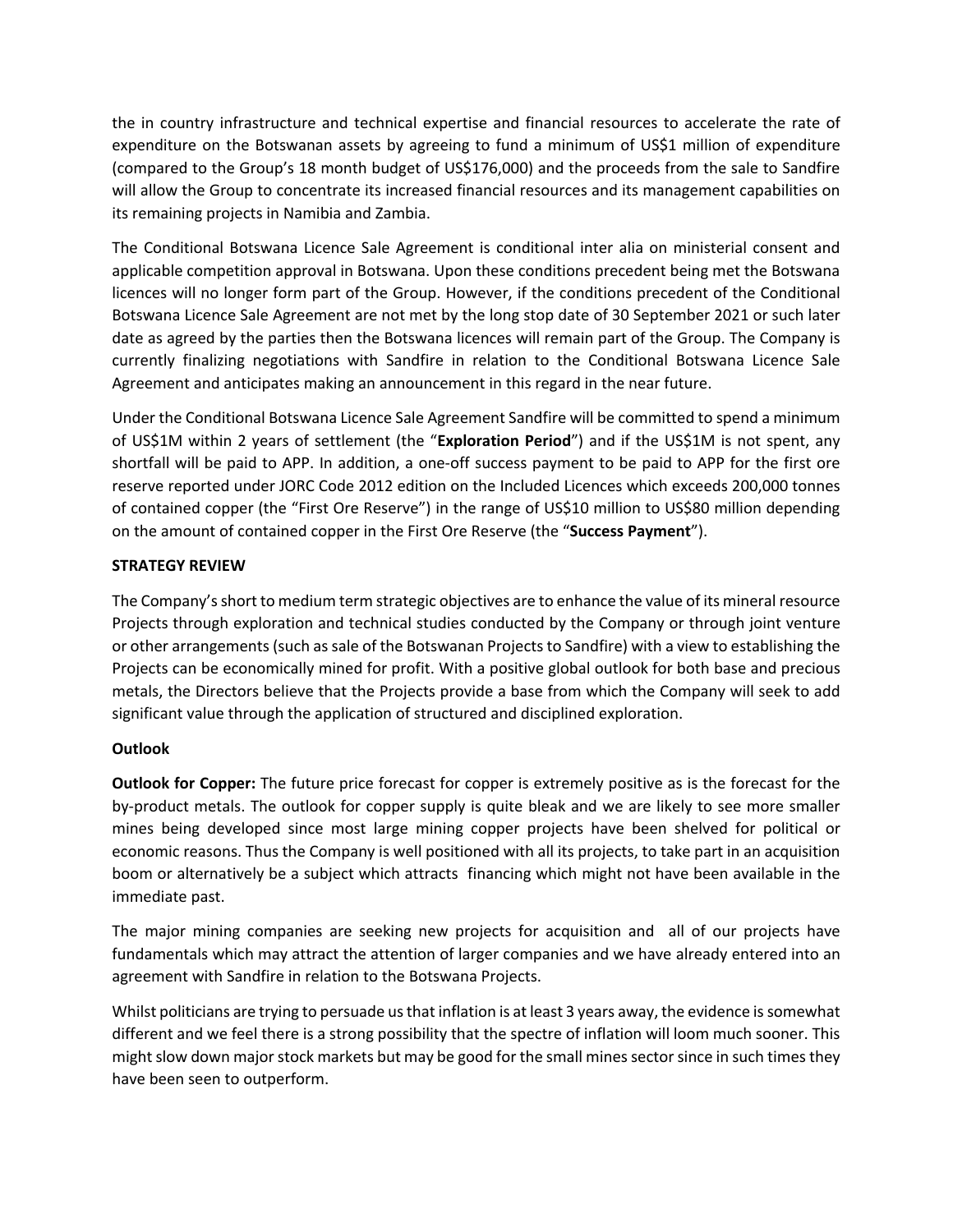the in country infrastructure and technical expertise and financial resources to accelerate the rate of expenditure on the Botswanan assets by agreeing to fund a minimum of US$1 million of expenditure (compared to the Group's 18 month budget of US$176,000) and the proceeds from the sale to Sandfire will allow the Group to concentrate its increased financial resources and its management capabilities on its remaining projects in Namibia and Zambia.

The Conditional Botswana Licence Sale Agreement is conditional inter alia on ministerial consent and applicable competition approval in Botswana. Upon these conditions precedent being met the Botswana licences will no longer form part of the Group. However, if the conditions precedent of the Conditional Botswana Licence Sale Agreement are not met by the long stop date of 30 September 2021 or such later date as agreed by the parties then the Botswana licences will remain part of the Group. The Company is currently finalizing negotiations with Sandfire in relation to the Conditional Botswana Licence Sale Agreement and anticipates making an announcement in this regard in the near future.

Under the Conditional Botswana Licence Sale Agreement Sandfire will be committed to spend a minimum of US$1M within 2 years of settlement (the "**Exploration Period**") and if the US$1M is not spent, any shortfall will be paid to APP. In addition, a one-off success payment to be paid to APP for the first ore reserve reported under JORC Code 2012 edition on the Included Licences which exceeds 200,000 tonnes of contained copper (the "First Ore Reserve") in the range of US$10 million to US$80 million depending on the amount of contained copper in the First Ore Reserve (the "**Success Payment**").

**STRATEGY REVIEW**

The Company's short to medium term strategic objectives are to enhance the value of its mineral resource Projects through exploration and technical studies conducted by the Company or through joint venture or other arrangements (such as sale of the Botswanan Projects to Sandfire) with a view to establishing the Projects can be economically mined for profit. With a positive global outlook for both base and precious metals, the Directors believe that the Projects provide a base from which the Company will seek to add significant value through the application of structured and disciplined exploration.

**Outlook**

**Outlook for Copper:** The future price forecast for copper is extremely positive as is the forecast for the by-product metals. The outlook for copper supply is quite bleak and we are likely to see more smaller mines being developed since most large mining copper projects have been shelved for political or economic reasons. Thus the Company is well positioned with all its projects, to take part in an acquisition boom or alternatively be a subject which attracts financing which might not have been available in the immediate past.

The major mining companies are seeking new projects for acquisition and all of our projects have fundamentals which may attract the attention of larger companies and we have already entered into an agreement with Sandfire in relation to the Botswana Projects.

Whilst politicians are trying to persuade us that inflation is at least 3 years away, the evidence is somewhat different and we feel there is a strong possibility that the spectre of inflation will loom much sooner. This might slow down major stock markets but may be good for the small mines sector since in such times they have been seen to outperform.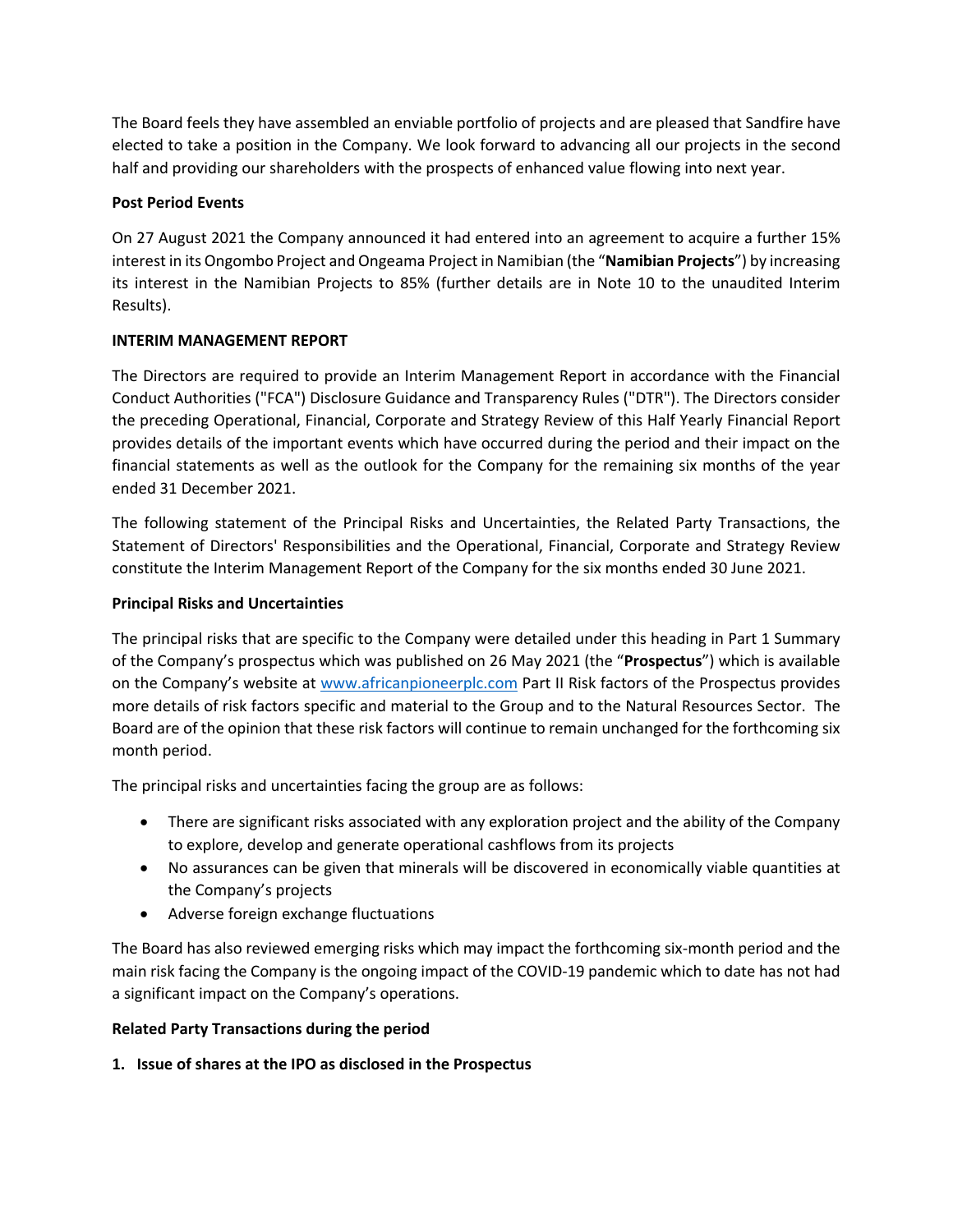The Board feels they have assembled an enviable portfolio of projects and are pleased that Sandfire have elected to take a position in the Company. We look forward to advancing all our projects in the second half and providing our shareholders with the prospects of enhanced value flowing into next year.

**Post Period Events**

On 27 August 2021 the Company announced it had entered into an agreement to acquire a further 15% interest in its Ongombo Project and Ongeama Project in Namibian (the "**Namibian Projects**") by increasing its interest in the Namibian Projects to 85% (further details are in Note 10 to the unaudited Interim Results).

**INTERIM MANAGEMENT REPORT**

The Directors are required to provide an Interim Management Report in accordance with the Financial Conduct Authorities ("FCA") Disclosure Guidance and Transparency Rules ("DTR"). The Directors consider the preceding Operational, Financial, Corporate and Strategy Review of this Half Yearly Financial Report provides details of the important events which have occurred during the period and their impact on the financial statements as well as the outlook for the Company for the remaining six months of the year ended 31 December 2021.

The following statement of the Principal Risks and Uncertainties, the Related Party Transactions, the Statement of Directors' Responsibilities and the Operational, Financial, Corporate and Strategy Review constitute the Interim Management Report of the Company for the six months ended 30 June 2021.

**Principal Risks and Uncertainties**

The principal risks that are specific to the Company were detailed under this heading in Part 1 Summary of the Company's prospectus which was published on 26 May 2021 (the "**Prospectus**") which is available on the Company's website at www.africanpioneerplc.com Part II Risk factors of the Prospectus provides more details of risk factors specific and material to the Group and to the Natural Resources Sector. The Board are of the opinion that these risk factors will continue to remain unchanged for the forthcoming six month period.

The principal risks and uncertainties facing the group are as follows:

- There are significant risks associated with any exploration project and the ability of the Company to explore, develop and generate operational cashflows from its projects
- No assurances can be given that minerals will be discovered in economically viable quantities at the Company's projects
- Adverse foreign exchange fluctuations

The Board has also reviewed emerging risks which may impact the forthcoming six-month period and the main risk facing the Company is the ongoing impact of the COVID-19 pandemic which to date has not had a significant impact on the Company's operations.

**Related Party Transactions during the period**

**1. Issue of shares at the IPO as disclosed in the Prospectus**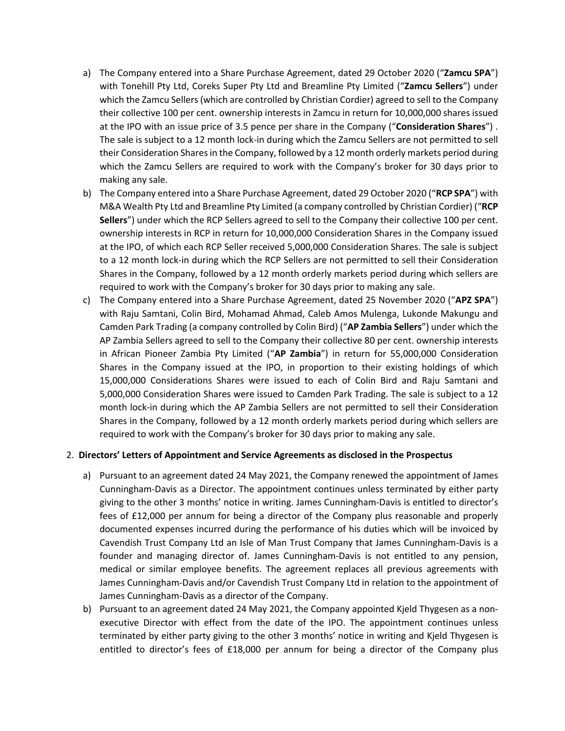a) The Company entered into a Share Purchase Agreement, dated 29 October 2020 ("**Zamcu SPA**") with Tonehill Pty Ltd, Coreks Super Pty Ltd and Breamline Pty Limited ("**Zamcu Sellers**") under which the Zamcu Sellers (which are controlled by Christian Cordier) agreed to sell to the Company their collective 100 per cent. ownership interests in Zamcu in return for 10,000,000 shares issued at the IPO with an issue price of 3.5 pence per share in the Company ("**Consideration Shares**") . The sale is subject to a 12 month lock-in during which the Zamcu Sellers are not permitted to sell their Consideration Shares in the Company, followed by a 12 month orderly markets period during which the Zamcu Sellers are required to work with the Company's broker for 30 days prior to making any sale.

b) The Company entered into a Share Purchase Agreement, dated 29 October 2020 ("**RCP SPA**") with M&A Wealth Pty Ltd and Breamline Pty Limited (a company controlled by Christian Cordier) ("**RCP Sellers**") under which the RCP Sellers agreed to sell to the Company their collective 100 per cent. ownership interests in RCP in return for 10,000,000 Consideration Shares in the Company issued at the IPO, of which each RCP Seller received 5,000,000 Consideration Shares. The sale is subject to a 12 month lock-in during which the RCP Sellers are not permitted to sell their Consideration Shares in the Company, followed by a 12 month orderly markets period during which sellers are required to work with the Company's broker for 30 days prior to making any sale.

c) The Company entered into a Share Purchase Agreement, dated 25 November 2020 ("**APZ SPA**") with Raju Samtani, Colin Bird, Mohamad Ahmad, Caleb Amos Mulenga, Lukonde Makungu and Camden Park Trading (a company controlled by Colin Bird) ("**AP Zambia Sellers**") under which the AP Zambia Sellers agreed to sell to the Company their collective 80 per cent. ownership interests in African Pioneer Zambia Pty Limited ("**AP Zambia**") in return for 55,000,000 Consideration Shares in the Company issued at the IPO, in proportion to their existing holdings of which 15,000,000 Considerations Shares were issued to each of Colin Bird and Raju Samtani and 5,000,000 Consideration Shares were issued to Camden Park Trading. The sale is subject to a 12 month lock-in during which the AP Zambia Sellers are not permitted to sell their Consideration Shares in the Company, followed by a 12 month orderly markets period during which sellers are required to work with the Company's broker for 30 days prior to making any sale.

2. **Directors' Letters of Appointment and Service Agreements as disclosed in the Prospectus**

a) Pursuant to an agreement dated 24 May 2021, the Company renewed the appointment of James Cunningham-Davis as a Director. The appointment continues unless terminated by either party giving to the other 3 months' notice in writing. James Cunningham-Davis is entitled to director's fees of £12,000 per annum for being a director of the Company plus reasonable and properly documented expenses incurred during the performance of his duties which will be invoiced by Cavendish Trust Company Ltd an Isle of Man Trust Company that James Cunningham-Davis is a founder and managing director of. James Cunningham-Davis is not entitled to any pension, medical or similar employee benefits. The agreement replaces all previous agreements with James Cunningham-Davis and/or Cavendish Trust Company Ltd in relation to the appointment of James Cunningham-Davis as a director of the Company.

b) Pursuant to an agreement dated 24 May 2021, the Company appointed Kjeld Thygesen as a non-executive Director with effect from the date of the IPO. The appointment continues unless terminated by either party giving to the other 3 months' notice in writing and Kjeld Thygesen is entitled to director's fees of £18,000 per annum for being a director of the Company plus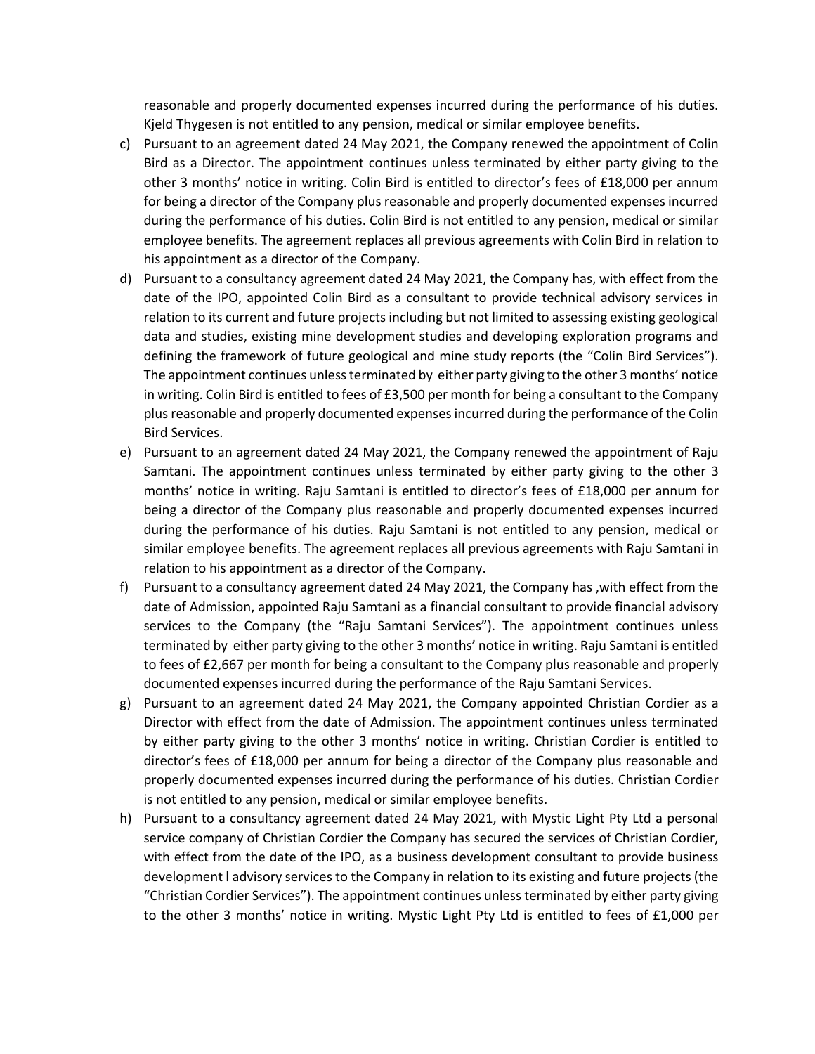reasonable and properly documented expenses incurred during the performance of his duties. Kjeld Thygesen is not entitled to any pension, medical or similar employee benefits.

c) Pursuant to an agreement dated 24 May 2021, the Company renewed the appointment of Colin Bird as a Director. The appointment continues unless terminated by either party giving to the other 3 months' notice in writing. Colin Bird is entitled to director's fees of £18,000 per annum for being a director of the Company plus reasonable and properly documented expenses incurred during the performance of his duties. Colin Bird is not entitled to any pension, medical or similar employee benefits. The agreement replaces all previous agreements with Colin Bird in relation to his appointment as a director of the Company.

d) Pursuant to a consultancy agreement dated 24 May 2021, the Company has, with effect from the date of the IPO, appointed Colin Bird as a consultant to provide technical advisory services in relation to its current and future projects including but not limited to assessing existing geological data and studies, existing mine development studies and developing exploration programs and defining the framework of future geological and mine study reports (the "Colin Bird Services"). The appointment continues unless terminated by either party giving to the other 3 months' notice in writing. Colin Bird is entitled to fees of £3,500 per month for being a consultant to the Company plus reasonable and properly documented expenses incurred during the performance of the Colin Bird Services.

e) Pursuant to an agreement dated 24 May 2021, the Company renewed the appointment of Raju Samtani. The appointment continues unless terminated by either party giving to the other 3 months' notice in writing. Raju Samtani is entitled to director's fees of £18,000 per annum for being a director of the Company plus reasonable and properly documented expenses incurred during the performance of his duties. Raju Samtani is not entitled to any pension, medical or similar employee benefits. The agreement replaces all previous agreements with Raju Samtani in relation to his appointment as a director of the Company.

f) Pursuant to a consultancy agreement dated 24 May 2021, the Company has ,with effect from the date of Admission, appointed Raju Samtani as a financial consultant to provide financial advisory services to the Company (the "Raju Samtani Services"). The appointment continues unless terminated by either party giving to the other 3 months' notice in writing. Raju Samtani is entitled to fees of £2,667 per month for being a consultant to the Company plus reasonable and properly documented expenses incurred during the performance of the Raju Samtani Services.

g) Pursuant to an agreement dated 24 May 2021, the Company appointed Christian Cordier as a Director with effect from the date of Admission. The appointment continues unless terminated by either party giving to the other 3 months' notice in writing. Christian Cordier is entitled to director's fees of £18,000 per annum for being a director of the Company plus reasonable and properly documented expenses incurred during the performance of his duties. Christian Cordier is not entitled to any pension, medical or similar employee benefits.

h) Pursuant to a consultancy agreement dated 24 May 2021, with Mystic Light Pty Ltd a personal service company of Christian Cordier the Company has secured the services of Christian Cordier, with effect from the date of the IPO, as a business development consultant to provide business development l advisory services to the Company in relation to its existing and future projects (the "Christian Cordier Services"). The appointment continues unless terminated by either party giving to the other 3 months' notice in writing. Mystic Light Pty Ltd is entitled to fees of £1,000 per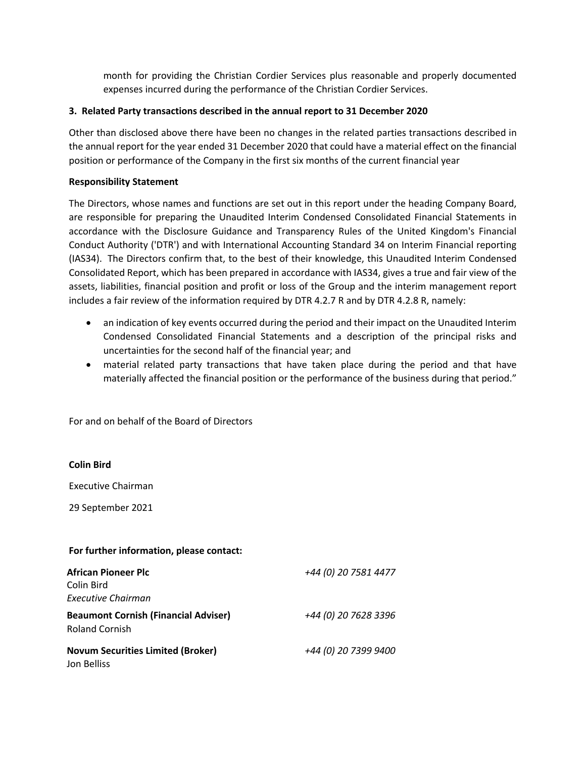month for providing the Christian Cordier Services plus reasonable and properly documented expenses incurred during the performance of the Christian Cordier Services.

**3. Related Party transactions described in the annual report to 31 December 2020**

Other than disclosed above there have been no changes in the related parties transactions described in the annual report for the year ended 31 December 2020 that could have a material effect on the financial position or performance of the Company in the first six months of the current financial year

**Responsibility Statement**

The Directors, whose names and functions are set out in this report under the heading Company Board, are responsible for preparing the Unaudited Interim Condensed Consolidated Financial Statements in accordance with the Disclosure Guidance and Transparency Rules of the United Kingdom's Financial Conduct Authority ('DTR') and with International Accounting Standard 34 on Interim Financial reporting (IAS34). The Directors confirm that, to the best of their knowledge, this Unaudited Interim Condensed Consolidated Report, which has been prepared in accordance with IAS34, gives a true and fair view of the assets, liabilities, financial position and profit or loss of the Group and the interim management report includes a fair review of the information required by DTR 4.2.7 R and by DTR 4.2.8 R, namely:

- an indication of key events occurred during the period and their impact on the Unaudited Interim Condensed Consolidated Financial Statements and a description of the principal risks and uncertainties for the second half of the financial year; and
- material related party transactions that have taken place during the period and that have materially affected the financial position or the performance of the business during that period."

For and on behalf of the Board of Directors

**Colin Bird**

Executive Chairman

29 September 2021

**For further information, please contact:**

| | |
|---|---|
| **African Pioneer Plc**<br>Colin Bird<br>*Executive Chairman* | *+44 (0) 20 7581 4477* |
| **Beaumont Cornish (Financial Adviser)**<br>Roland Cornish | *+44 (0) 20 7628 3396* |
| **Novum Securities Limited (Broker)**<br>Jon Belliss | *+44 (0) 20 7399 9400* |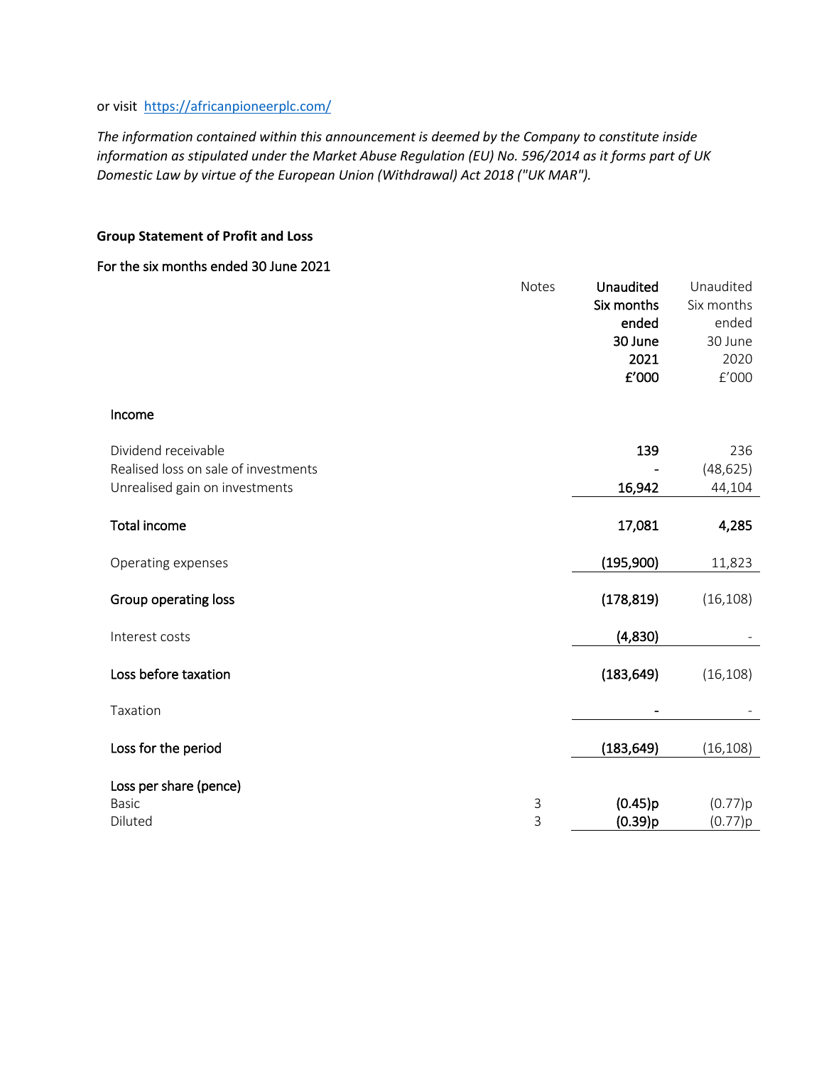or visit https://africanpioneerplc.com/

*The information contained within this announcement is deemed by the Company to constitute inside information as stipulated under the Market Abuse Regulation (EU) No. 596/2014 as it forms part of UK Domestic Law by virtue of the European Union (Withdrawal) Act 2018 ("UK MAR").*

**Group Statement of Profit and Loss**

**For the six months ended 30 June 2021**

| | Notes | **Unaudited Six months ended 30 June 2021 £'000** | Unaudited Six months ended 30 June 2020 £'000 |
|---|---|---|---|
| **Income** | | | |
| Dividend receivable | | **139** | 236 |
| Realised loss on sale of investments | | **-** | (48,625) |
| Unrealised gain on investments | | **16,942** | 44,104 |
| **Total income** | | **17,081** | **4,285** |
| Operating expenses | | **(195,900)** | 11,823 |
| **Group operating loss** | | **(178,819)** | (16,108) |
| Interest costs | | **(4,830)** | - |
| **Loss before taxation** | | **(183,649)** | (16,108) |
| Taxation | | **-** | - |
| **Loss for the period** | | **(183,649)** | (16,108) |
| **Loss per share (pence)** | | | |
| Basic | 3 | **(0.45)p** | (0.77)p |
| Diluted | 3 | **(0.39)p** | (0.77)p |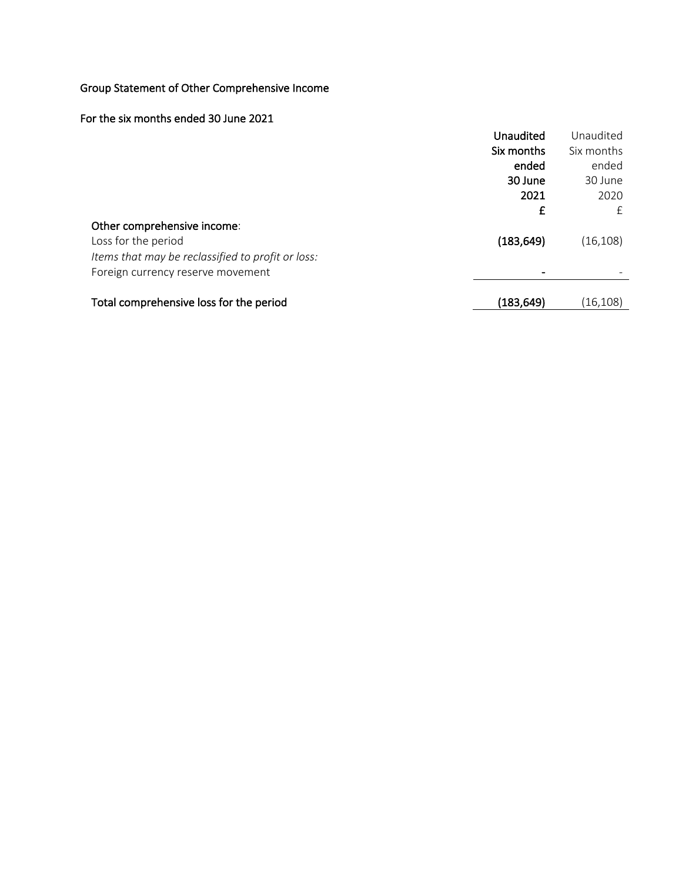## Group Statement of Other Comprehensive Income

### For the six months ended 30 June 2021

| | **Unaudited Six months ended 30 June 2021 £** | Unaudited Six months ended 30 June 2020 £ |
|---|---|---|
| **Other comprehensive income**: | | |
| Loss for the period | **(183,649)** | (16,108) |
| *Items that may be reclassified to profit or loss:* | | |
| Foreign currency reserve movement | **-** | - |
| **Total comprehensive loss for the period** | **(183,649)** | (16,108) |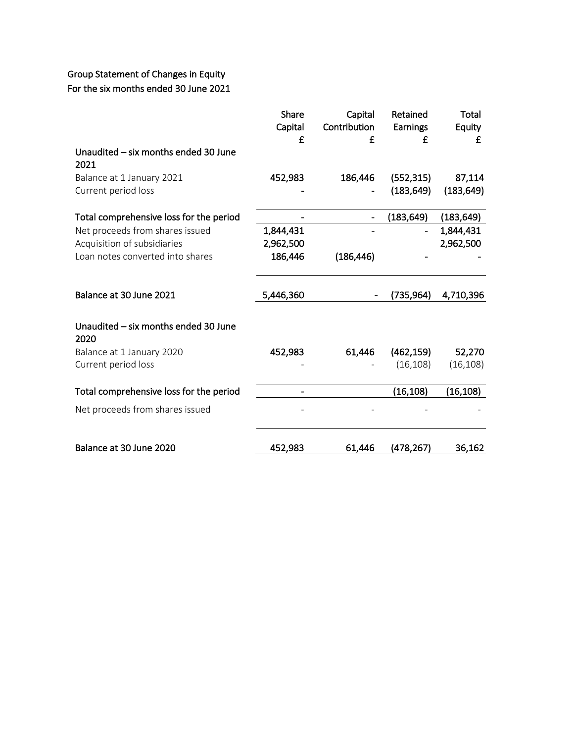Group Statement of Changes in Equity
For the six months ended 30 June 2021

| | Share Capital £ | Capital Contribution £ | Retained Earnings £ | Total Equity £ |
|---|---|---|---|---|
| **Unaudited – six months ended 30 June 2021** | | | | |
| Balance at 1 January 2021 | 452,983 | 186,446 | (552,315) | 87,114 |
| Current period loss | - | - | (183,649) | (183,649) |
| **Total comprehensive loss for the period** | - | - | (183,649) | (183,649) |
| Net proceeds from shares issued | 1,844,431 | - | - | 1,844,431 |
| Acquisition of subsidiaries | 2,962,500 | | | 2,962,500 |
| Loan notes converted into shares | 186,446 | (186,446) | - | - |
| **Balance at 30 June 2021** | 5,446,360 | - | (735,964) | 4,710,396 |
| **Unaudited – six months ended 30 June 2020** | | | | |
| Balance at 1 January 2020 | 452,983 | 61,446 | (462,159) | 52,270 |
| Current period loss | - | - | (16,108) | (16,108) |
| **Total comprehensive loss for the period** | - | | (16,108) | (16,108) |
| Net proceeds from shares issued | - | - | - | - |
| **Balance at 30 June 2020** | 452,983 | 61,446 | (478,267) | 36,162 |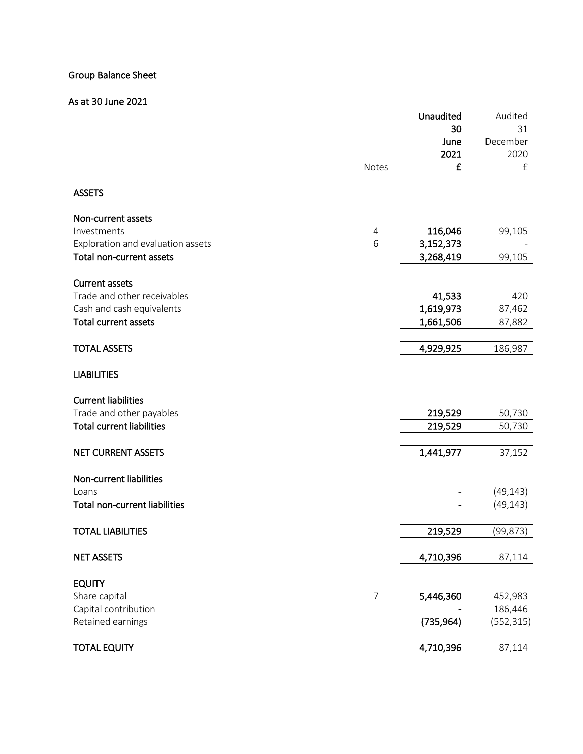## Group Balance Sheet

### As at 30 June 2021

| | Notes | **Unaudited 30 June 2021 £** | Audited 31 December 2020 £ |
|---|---|---|---|
| **ASSETS** | | | |
| **Non-current assets** | | | |
| Investments | 4 | **116,046** | 99,105 |
| Exploration and evaluation assets | 6 | **3,152,373** | - |
| **Total non-current assets** | | **3,268,419** | 99,105 |
| **Current assets** | | | |
| Trade and other receivables | | **41,533** | 420 |
| Cash and cash equivalents | | **1,619,973** | 87,462 |
| **Total current assets** | | **1,661,506** | 87,882 |
| **TOTAL ASSETS** | | **4,929,925** | 186,987 |
| **LIABILITIES** | | | |
| **Current liabilities** | | | |
| Trade and other payables | | **219,529** | 50,730 |
| **Total current liabilities** | | **219,529** | 50,730 |
| **NET CURRENT ASSETS** | | **1,441,977** | 37,152 |
| **Non-current liabilities** | | | |
| Loans | | **-** | (49,143) |
| **Total non-current liabilities** | | **-** | (49,143) |
| **TOTAL LIABILITIES** | | **219,529** | (99,873) |
| **NET ASSETS** | | **4,710,396** | 87,114 |
| **EQUITY** | | | |
| Share capital | 7 | **5,446,360** | 452,983 |
| Capital contribution | | **-** | 186,446 |
| Retained earnings | | **(735,964)** | (552,315) |
| **TOTAL EQUITY** | | **4,710,396** | 87,114 |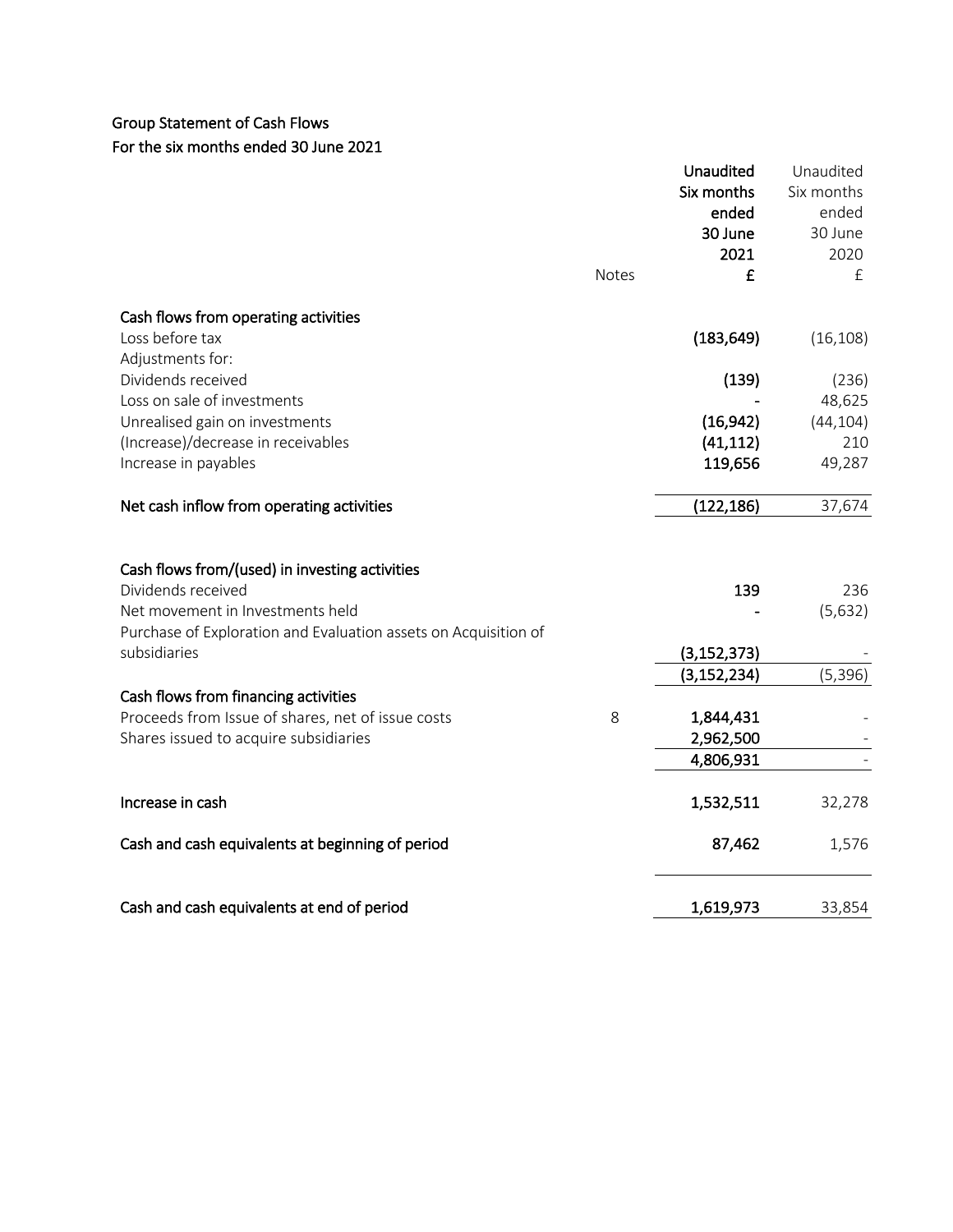## Group Statement of Cash Flows
## For the six months ended 30 June 2021

| | Notes | Unaudited Six months ended 30 June 2021 £ | Unaudited Six months ended 30 June 2020 £ |
|---|---|---|---|
| **Cash flows from operating activities** | | | |
| Loss before tax | | **(183,649)** | (16,108) |
| Adjustments for: | | | |
| Dividends received | | **(139)** | (236) |
| Loss on sale of investments | | **-** | 48,625 |
| Unrealised gain on investments | | **(16,942)** | (44,104) |
| (Increase)/decrease in receivables | | **(41,112)** | 210 |
| Increase in payables | | **119,656** | 49,287 |
| **Net cash inflow from operating activities** | | **(122,186)** | 37,674 |
| **Cash flows from/(used) in investing activities** | | | |
| Dividends received | | **139** | 236 |
| Net movement in Investments held | | **-** | (5,632) |
| Purchase of Exploration and Evaluation assets on Acquisition of subsidiaries | | **(3,152,373)** | - |
| | | **(3,152,234)** | (5,396) |
| **Cash flows from financing activities** | | | |
| Proceeds from Issue of shares, net of issue costs | 8 | **1,844,431** | - |
| Shares issued to acquire subsidiaries | | **2,962,500** | - |
| | | **4,806,931** | - |
| **Increase in cash** | | **1,532,511** | 32,278 |
| **Cash and cash equivalents at beginning of period** | | **87,462** | 1,576 |
| **Cash and cash equivalents at end of period** | | **1,619,973** | 33,854 |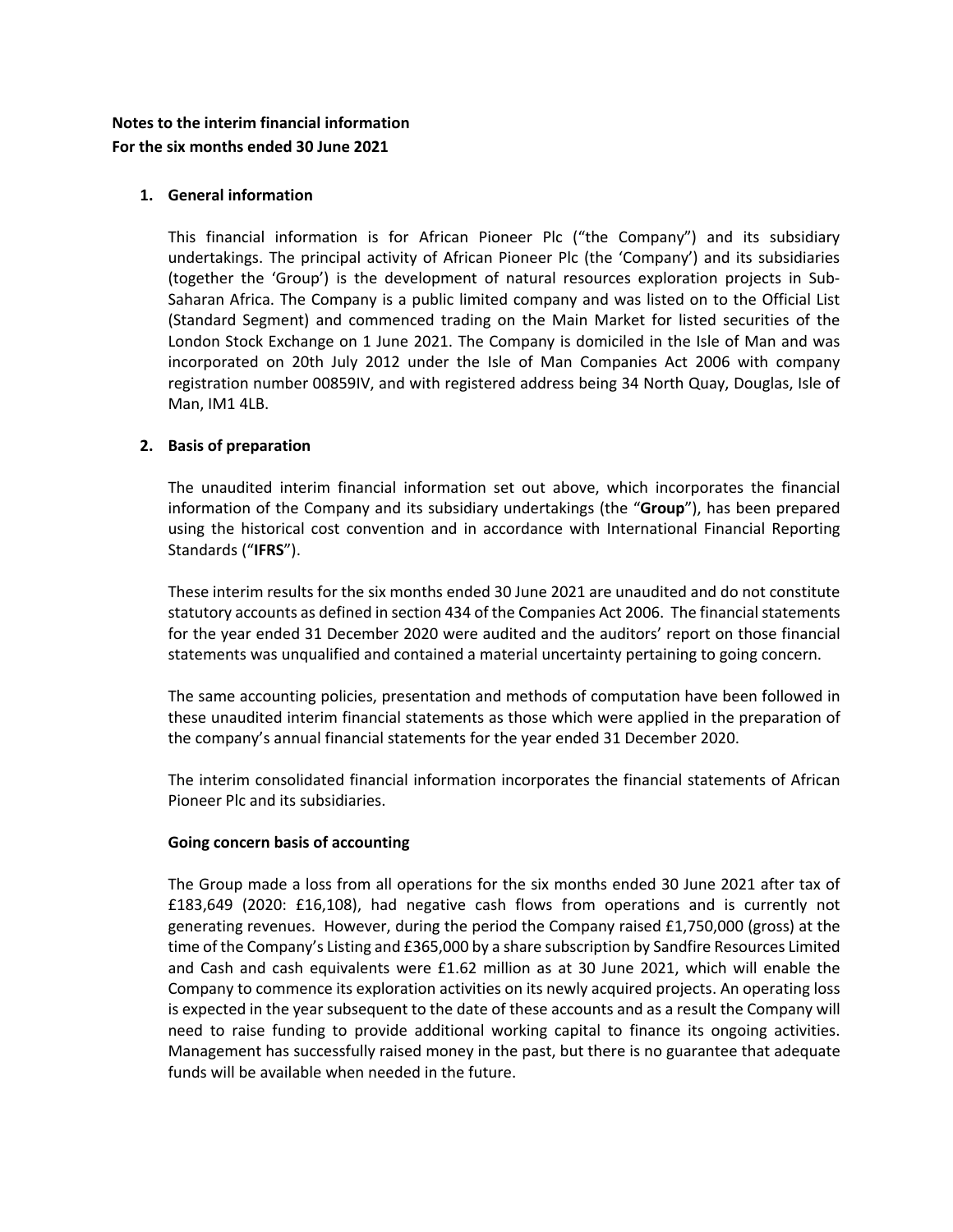**Notes to the interim financial information**
**For the six months ended 30 June 2021**

1. **General information**

   This financial information is for African Pioneer Plc ("the Company") and its subsidiary undertakings. The principal activity of African Pioneer Plc (the 'Company') and its subsidiaries (together the 'Group') is the development of natural resources exploration projects in Sub-Saharan Africa. The Company is a public limited company and was listed on to the Official List (Standard Segment) and commenced trading on the Main Market for listed securities of the London Stock Exchange on 1 June 2021. The Company is domiciled in the Isle of Man and was incorporated on 20th July 2012 under the Isle of Man Companies Act 2006 with company registration number 00859IV, and with registered address being 34 North Quay, Douglas, Isle of Man, IM1 4LB.

2. **Basis of preparation**

   The unaudited interim financial information set out above, which incorporates the financial information of the Company and its subsidiary undertakings (the "**Group**"), has been prepared using the historical cost convention and in accordance with International Financial Reporting Standards ("**IFRS**").

   These interim results for the six months ended 30 June 2021 are unaudited and do not constitute statutory accounts as defined in section 434 of the Companies Act 2006. The financial statements for the year ended 31 December 2020 were audited and the auditors' report on those financial statements was unqualified and contained a material uncertainty pertaining to going concern.

   The same accounting policies, presentation and methods of computation have been followed in these unaudited interim financial statements as those which were applied in the preparation of the company's annual financial statements for the year ended 31 December 2020.

   The interim consolidated financial information incorporates the financial statements of African Pioneer Plc and its subsidiaries.

   **Going concern basis of accounting**

   The Group made a loss from all operations for the six months ended 30 June 2021 after tax of £183,649 (2020: £16,108), had negative cash flows from operations and is currently not generating revenues. However, during the period the Company raised £1,750,000 (gross) at the time of the Company's Listing and £365,000 by a share subscription by Sandfire Resources Limited and Cash and cash equivalents were £1.62 million as at 30 June 2021, which will enable the Company to commence its exploration activities on its newly acquired projects. An operating loss is expected in the year subsequent to the date of these accounts and as a result the Company will need to raise funding to provide additional working capital to finance its ongoing activities. Management has successfully raised money in the past, but there is no guarantee that adequate funds will be available when needed in the future.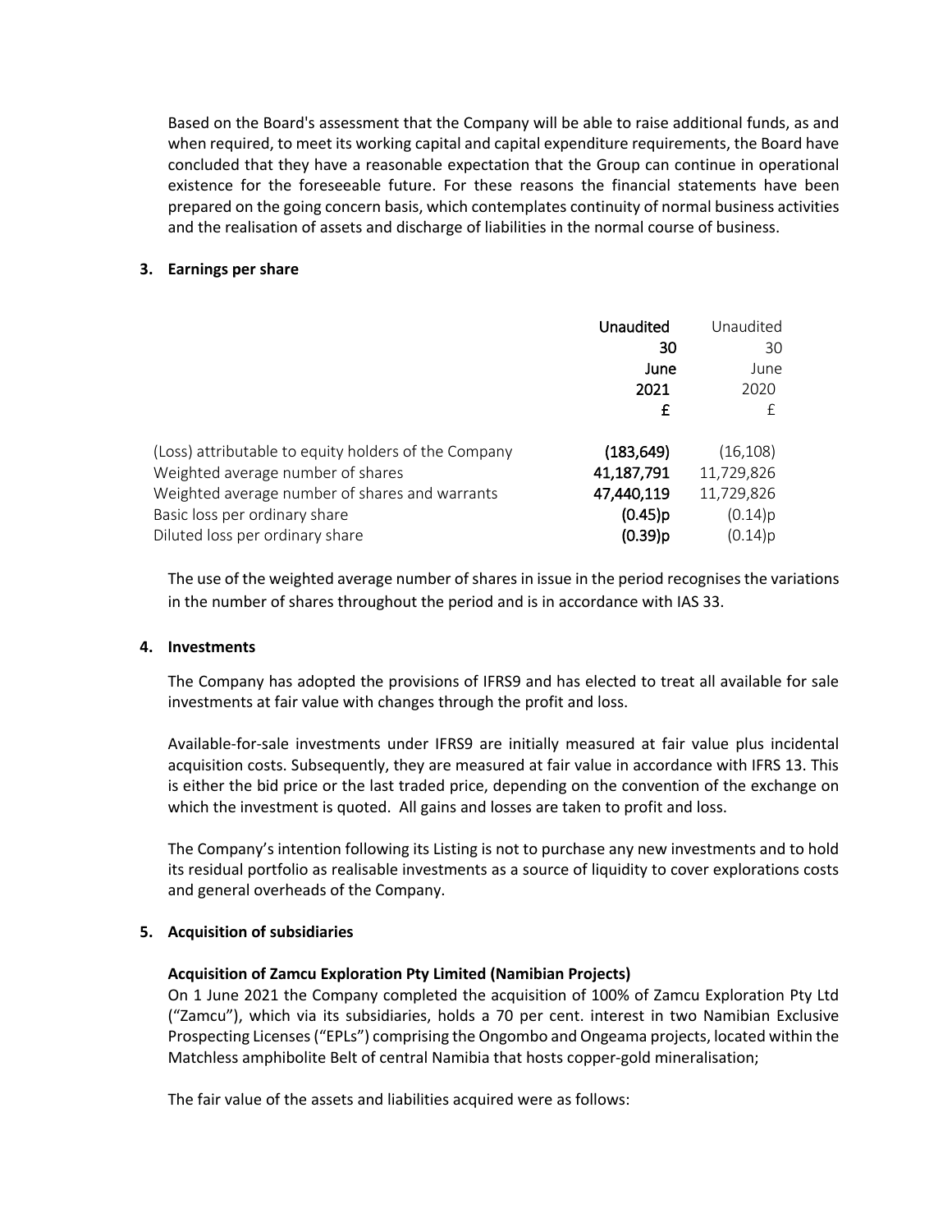Based on the Board's assessment that the Company will be able to raise additional funds, as and when required, to meet its working capital and capital expenditure requirements, the Board have concluded that they have a reasonable expectation that the Group can continue in operational existence for the foreseeable future. For these reasons the financial statements have been prepared on the going concern basis, which contemplates continuity of normal business activities and the realisation of assets and discharge of liabilities in the normal course of business.

### 3. Earnings per share

| | **Unaudited 30 June 2021 £** | Unaudited 30 June 2020 £ |
|---|---|---|
| (Loss) attributable to equity holders of the Company | **(183,649)** | (16,108) |
| Weighted average number of shares | **41,187,791** | 11,729,826 |
| Weighted average number of shares and warrants | **47,440,119** | 11,729,826 |
| Basic loss per ordinary share | **(0.45)p** | (0.14)p |
| Diluted loss per ordinary share | **(0.39)p** | (0.14)p |

The use of the weighted average number of shares in issue in the period recognises the variations in the number of shares throughout the period and is in accordance with IAS 33.

### 4. Investments

The Company has adopted the provisions of IFRS9 and has elected to treat all available for sale investments at fair value with changes through the profit and loss.

Available-for-sale investments under IFRS9 are initially measured at fair value plus incidental acquisition costs. Subsequently, they are measured at fair value in accordance with IFRS 13. This is either the bid price or the last traded price, depending on the convention of the exchange on which the investment is quoted. All gains and losses are taken to profit and loss.

The Company's intention following its Listing is not to purchase any new investments and to hold its residual portfolio as realisable investments as a source of liquidity to cover explorations costs and general overheads of the Company.

### 5. Acquisition of subsidiaries

**Acquisition of Zamcu Exploration Pty Limited (Namibian Projects)**

On 1 June 2021 the Company completed the acquisition of 100% of Zamcu Exploration Pty Ltd ("Zamcu"), which via its subsidiaries, holds a 70 per cent. interest in two Namibian Exclusive Prospecting Licenses ("EPLs") comprising the Ongombo and Ongeama projects, located within the Matchless amphibolite Belt of central Namibia that hosts copper-gold mineralisation;

The fair value of the assets and liabilities acquired were as follows: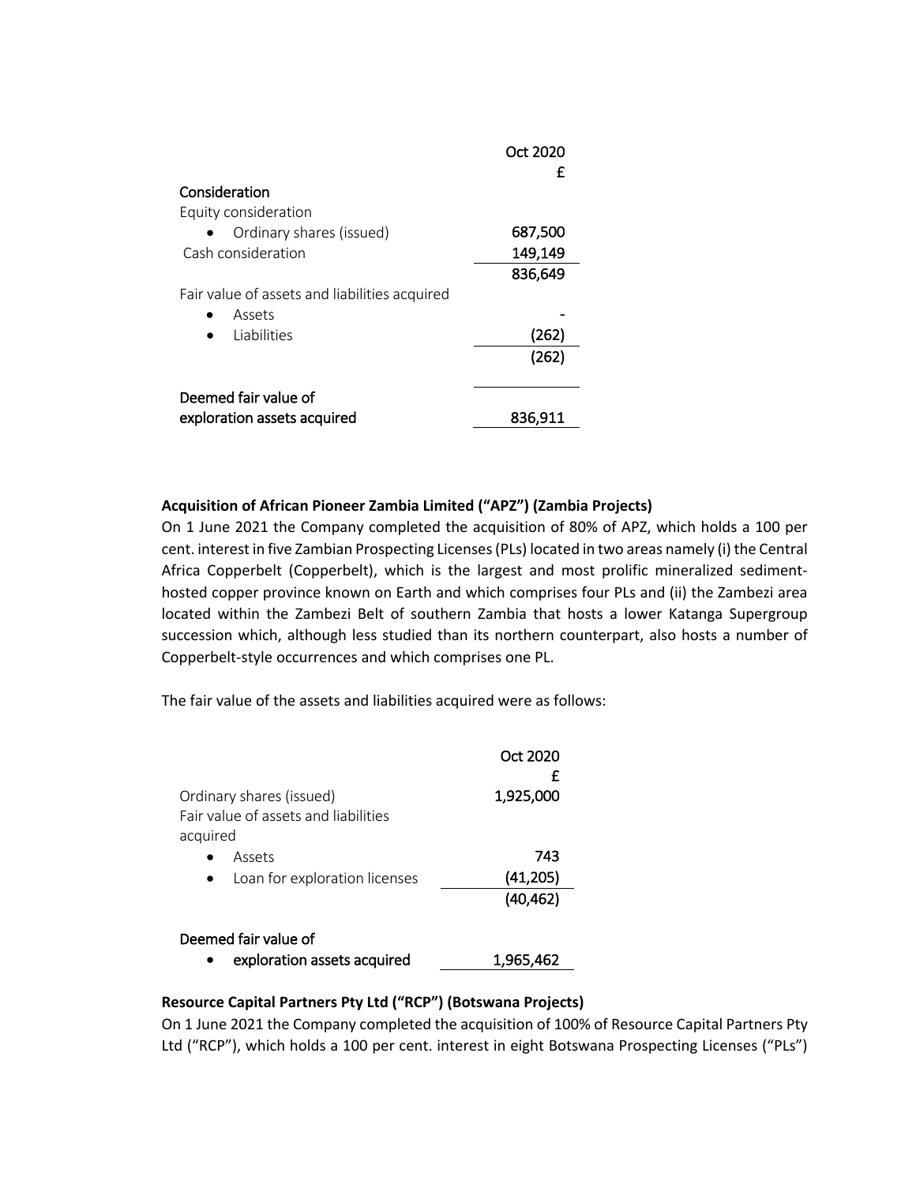| | Oct 2020 |
|---|---|
| | £ |
| **Consideration** | |
| Equity consideration | |
| • Ordinary shares (issued) | 687,500 |
| Cash consideration | 149,149 |
| | 836,649 |
| Fair value of assets and liabilities acquired | |
| • Assets | - |
| • Liabilities | (262) |
| | (262) |
| | |
| **Deemed fair value of exploration assets acquired** | 836,911 |

**Acquisition of African Pioneer Zambia Limited ("APZ") (Zambia Projects)**

On 1 June 2021 the Company completed the acquisition of 80% of APZ, which holds a 100 per cent. interest in five Zambian Prospecting Licenses (PLs) located in two areas namely (i) the Central Africa Copperbelt (Copperbelt), which is the largest and most prolific mineralized sediment-hosted copper province known on Earth and which comprises four PLs and (ii) the Zambezi area located within the Zambezi Belt of southern Zambia that hosts a lower Katanga Supergroup succession which, although less studied than its northern counterpart, also hosts a number of Copperbelt-style occurrences and which comprises one PL.

The fair value of the assets and liabilities acquired were as follows:

| | Oct 2020 |
|---|---|
| | £ |
| Ordinary shares (issued) | 1,925,000 |
| Fair value of assets and liabilities acquired | |
| • Assets | 743 |
| • Loan for exploration licenses | (41,205) |
| | (40,462) |
| | |
| **Deemed fair value of** | |
| • **exploration assets acquired** | 1,965,462 |

**Resource Capital Partners Pty Ltd ("RCP") (Botswana Projects)**

On 1 June 2021 the Company completed the acquisition of 100% of Resource Capital Partners Pty Ltd ("RCP"), which holds a 100 per cent. interest in eight Botswana Prospecting Licenses ("PLs")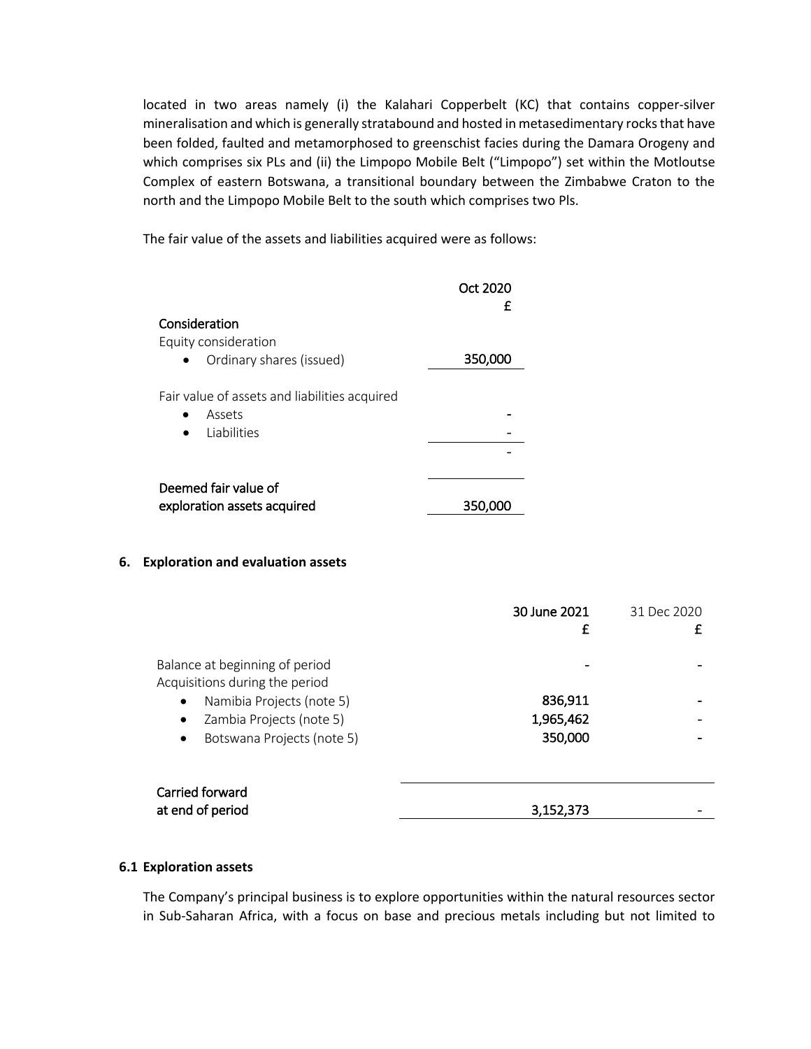located in two areas namely (i) the Kalahari Copperbelt (KC) that contains copper-silver mineralisation and which is generally stratabound and hosted in metasedimentary rocks that have been folded, faulted and metamorphosed to greenschist facies during the Damara Orogeny and which comprises six PLs and (ii) the Limpopo Mobile Belt ("Limpopo") set within the Motloutse Complex of eastern Botswana, a transitional boundary between the Zimbabwe Craton to the north and the Limpopo Mobile Belt to the south which comprises two Pls.

The fair value of the assets and liabilities acquired were as follows:

| | Oct 2020 £ |
|---|---|
| **Consideration** | |
| Equity consideration | |
| • Ordinary shares (issued) | **350,000** |
| | |
| Fair value of assets and liabilities acquired | |
| • Assets | **-** |
| • Liabilities | - |
| | - |
| | |
| **Deemed fair value of exploration assets acquired** | **350,000** |

## 6. Exploration and evaluation assets

| | 30 June 2021 £ | 31 Dec 2020 £ |
|---|---|---|
| Balance at beginning of period | - | - |
| Acquisitions during the period | | |
| • Namibia Projects (note 5) | **836,911** | - |
| • Zambia Projects (note 5) | **1,965,462** | - |
| • Botswana Projects (note 5) | **350,000** | - |
| | | |
| **Carried forward at end of period** | **3,152,373** | - |

### 6.1 Exploration assets

The Company's principal business is to explore opportunities within the natural resources sector in Sub-Saharan Africa, with a focus on base and precious metals including but not limited to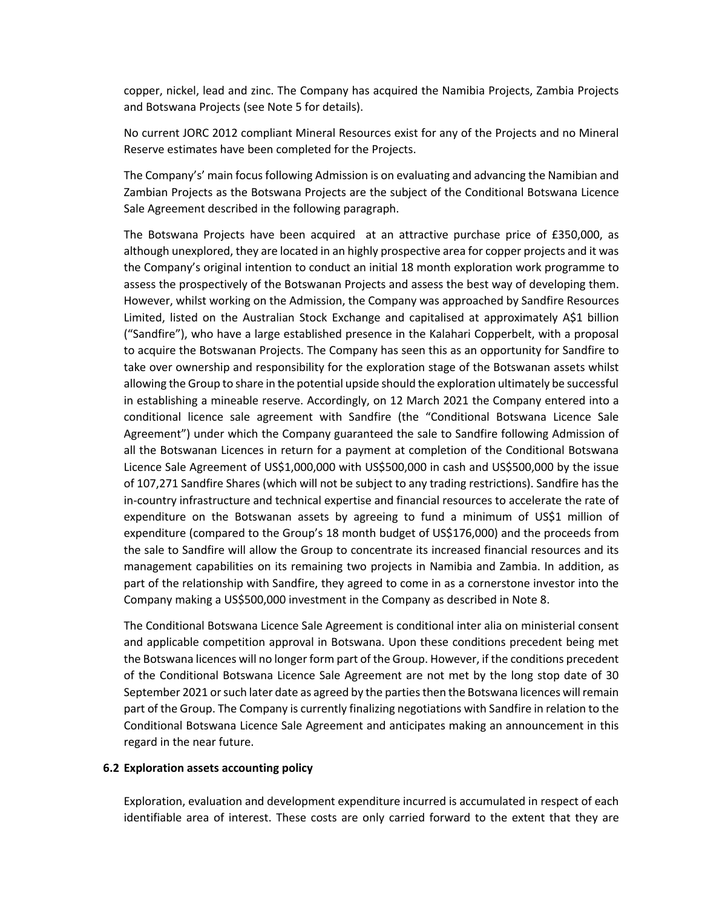copper, nickel, lead and zinc. The Company has acquired the Namibia Projects, Zambia Projects and Botswana Projects (see Note 5 for details).

No current JORC 2012 compliant Mineral Resources exist for any of the Projects and no Mineral Reserve estimates have been completed for the Projects.

The Company's' main focus following Admission is on evaluating and advancing the Namibian and Zambian Projects as the Botswana Projects are the subject of the Conditional Botswana Licence Sale Agreement described in the following paragraph.

The Botswana Projects have been acquired at an attractive purchase price of £350,000, as although unexplored, they are located in an highly prospective area for copper projects and it was the Company's original intention to conduct an initial 18 month exploration work programme to assess the prospectively of the Botswanan Projects and assess the best way of developing them. However, whilst working on the Admission, the Company was approached by Sandfire Resources Limited, listed on the Australian Stock Exchange and capitalised at approximately A$1 billion ("Sandfire"), who have a large established presence in the Kalahari Copperbelt, with a proposal to acquire the Botswanan Projects. The Company has seen this as an opportunity for Sandfire to take over ownership and responsibility for the exploration stage of the Botswanan assets whilst allowing the Group to share in the potential upside should the exploration ultimately be successful in establishing a mineable reserve. Accordingly, on 12 March 2021 the Company entered into a conditional licence sale agreement with Sandfire (the "Conditional Botswana Licence Sale Agreement") under which the Company guaranteed the sale to Sandfire following Admission of all the Botswanan Licences in return for a payment at completion of the Conditional Botswana Licence Sale Agreement of US$1,000,000 with US$500,000 in cash and US$500,000 by the issue of 107,271 Sandfire Shares (which will not be subject to any trading restrictions). Sandfire has the in-country infrastructure and technical expertise and financial resources to accelerate the rate of expenditure on the Botswanan assets by agreeing to fund a minimum of US$1 million of expenditure (compared to the Group's 18 month budget of US$176,000) and the proceeds from the sale to Sandfire will allow the Group to concentrate its increased financial resources and its management capabilities on its remaining two projects in Namibia and Zambia. In addition, as part of the relationship with Sandfire, they agreed to come in as a cornerstone investor into the Company making a US$500,000 investment in the Company as described in Note 8.

The Conditional Botswana Licence Sale Agreement is conditional inter alia on ministerial consent and applicable competition approval in Botswana. Upon these conditions precedent being met the Botswana licences will no longer form part of the Group. However, if the conditions precedent of the Conditional Botswana Licence Sale Agreement are not met by the long stop date of 30 September 2021 or such later date as agreed by the parties then the Botswana licences will remain part of the Group. The Company is currently finalizing negotiations with Sandfire in relation to the Conditional Botswana Licence Sale Agreement and anticipates making an announcement in this regard in the near future.

### 6.2 Exploration assets accounting policy

Exploration, evaluation and development expenditure incurred is accumulated in respect of each identifiable area of interest. These costs are only carried forward to the extent that they are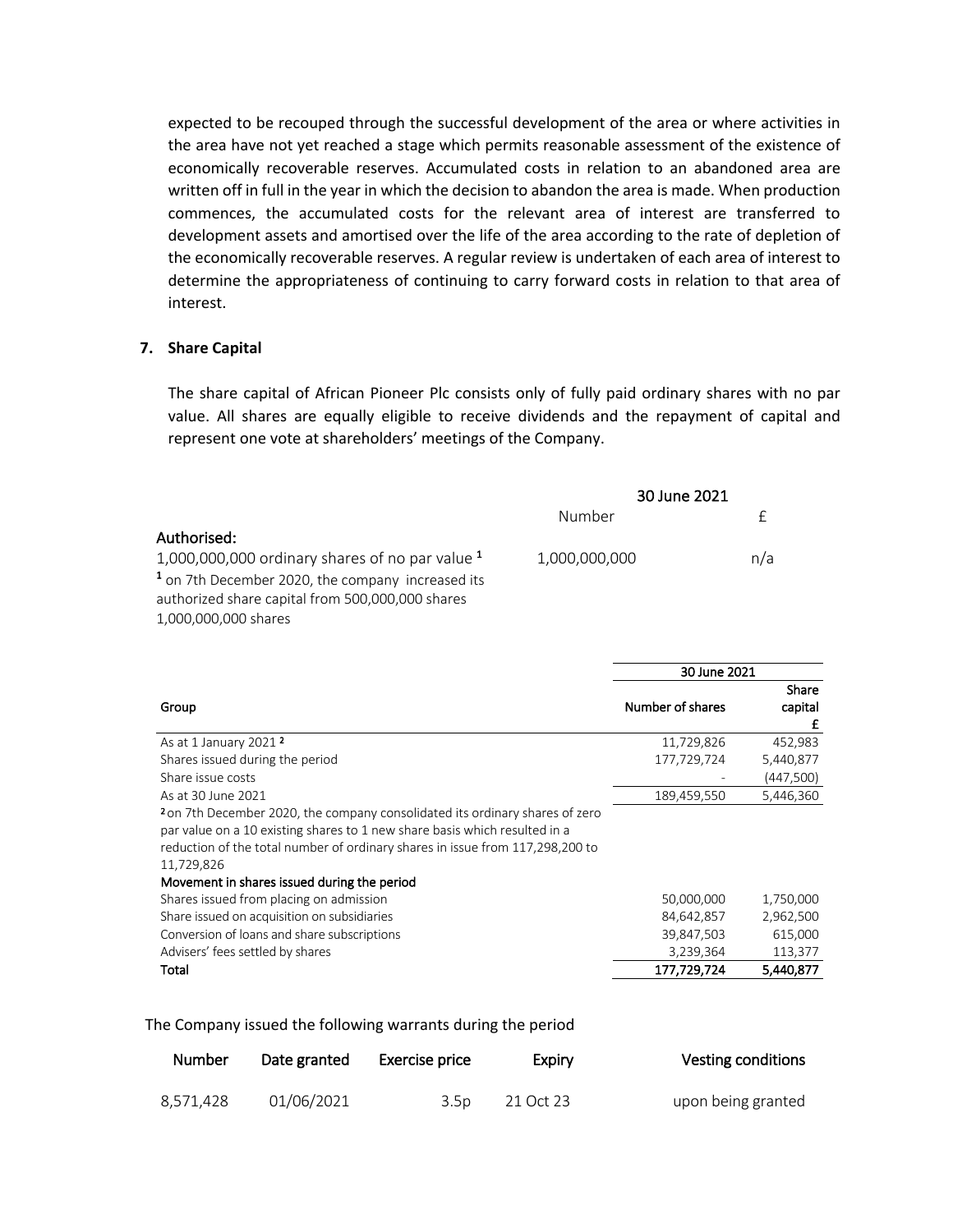expected to be recouped through the successful development of the area or where activities in the area have not yet reached a stage which permits reasonable assessment of the existence of economically recoverable reserves. Accumulated costs in relation to an abandoned area are written off in full in the year in which the decision to abandon the area is made. When production commences, the accumulated costs for the relevant area of interest are transferred to development assets and amortised over the life of the area according to the rate of depletion of the economically recoverable reserves. A regular review is undertaken of each area of interest to determine the appropriateness of continuing to carry forward costs in relation to that area of interest.

## 7. Share Capital

The share capital of African Pioneer Plc consists only of fully paid ordinary shares with no par value. All shares are equally eligible to receive dividends and the repayment of capital and represent one vote at shareholders' meetings of the Company.

| | 30 June 2021 | |
|---|---|---|
| | Number | £ |
| **Authorised:** | | |
| 1,000,000,000 ordinary shares of no par value [1] | 1,000,000,000 | n/a |

[1] on 7th December 2020, the company increased its authorized share capital from 500,000,000 shares 1,000,000,000 shares

| | 30 June 2021 | |
|---|---|---|
| Group | Number of shares | Share capital £ |
| As at 1 January 2021 [2] | 11,729,826 | 452,983 |
| Shares issued during the period | 177,729,724 | 5,440,877 |
| Share issue costs | - | (447,500) |
| As at 30 June 2021 | 189,459,550 | 5,446,360 |
| [2] on 7th December 2020, the company consolidated its ordinary shares of zero par value on a 10 existing shares to 1 new share basis which resulted in a reduction of the total number of ordinary shares in issue from 117,298,200 to 11,729,826 | | |
| **Movement in shares issued during the period** | | |
| Shares issued from placing on admission | 50,000,000 | 1,750,000 |
| Share issued on acquisition on subsidiaries | 84,642,857 | 2,962,500 |
| Conversion of loans and share subscriptions | 39,847,503 | 615,000 |
| Advisers' fees settled by shares | 3,239,364 | 113,377 |
| **Total** | **177,729,724** | **5,440,877** |

The Company issued the following warrants during the period

| Number | Date granted | Exercise price | Expiry | Vesting conditions |
|---|---|---|---|---|
| 8,571,428 | 01/06/2021 | 3.5p | 21 Oct 23 | upon being granted |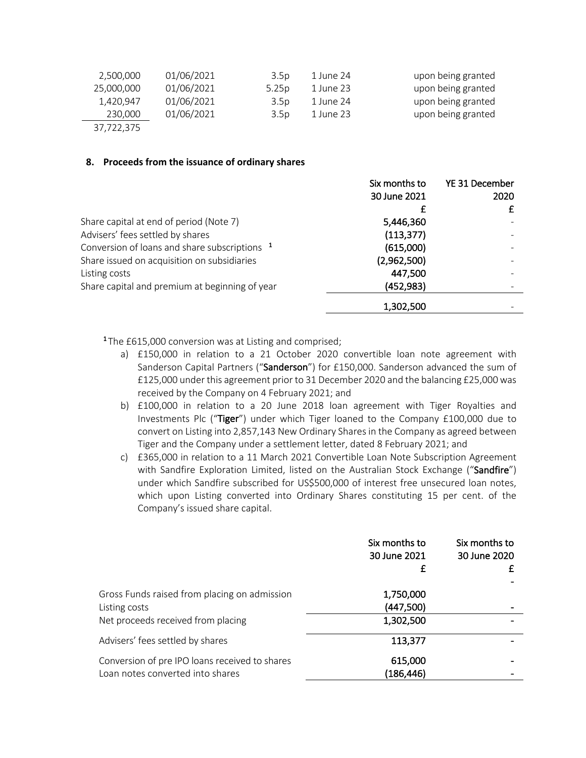| | | | | |
|---|---|---|---|---|
| 2,500,000 | 01/06/2021 | 3.5p | 1 June 24 | upon being granted |
| 25,000,000 | 01/06/2021 | 5.25p | 1 June 23 | upon being granted |
| 1,420,947 | 01/06/2021 | 3.5p | 1 June 24 | upon being granted |
| 230,000 | 01/06/2021 | 3.5p | 1 June 23 | upon being granted |
| 37,722,375 | | | | |

### 8. Proceeds from the issuance of ordinary shares

| | Six months to 30 June 2021 | YE 31 December 2020 |
|---|---|---|
| | £ | £ |
| Share capital at end of period (Note 7) | **5,446,360** | - |
| Advisers' fees settled by shares | **(113,377)** | - |
| Conversion of loans and share subscriptions [1] | **(615,000)** | - |
| Share issued on acquisition on subsidiaries | **(2,962,500)** | - |
| Listing costs | **447,500** | - |
| Share capital and premium at beginning of year | **(452,983)** | - |
| | **1,302,500** | - |

[1] The £615,000 conversion was at Listing and comprised;

a) £150,000 in relation to a 21 October 2020 convertible loan note agreement with Sanderson Capital Partners ("**Sanderson**") for £150,000. Sanderson advanced the sum of £125,000 under this agreement prior to 31 December 2020 and the balancing £25,000 was received by the Company on 4 February 2021; and

b) £100,000 in relation to a 20 June 2018 loan agreement with Tiger Royalties and Investments Plc ("**Tiger**") under which Tiger loaned to the Company £100,000 due to convert on Listing into 2,857,143 New Ordinary Shares in the Company as agreed between Tiger and the Company under a settlement letter, dated 8 February 2021; and

c) £365,000 in relation to a 11 March 2021 Convertible Loan Note Subscription Agreement with Sandfire Exploration Limited, listed on the Australian Stock Exchange ("**Sandfire**") under which Sandfire subscribed for US$500,000 of interest free unsecured loan notes, which upon Listing converted into Ordinary Shares constituting 15 per cent. of the Company's issued share capital.

| | Six months to 30 June 2021 | Six months to 30 June 2020 |
|---|---|---|
| | £ | £ |
| | | - |
| Gross Funds raised from placing on admission | **1,750,000** | |
| Listing costs | **(447,500)** | - |
| Net proceeds received from placing | **1,302,500** | - |
| Advisers' fees settled by shares | **113,377** | - |
| Conversion of pre IPO loans received to shares | **615,000** | - |
| Loan notes converted into shares | **(186,446)** | - |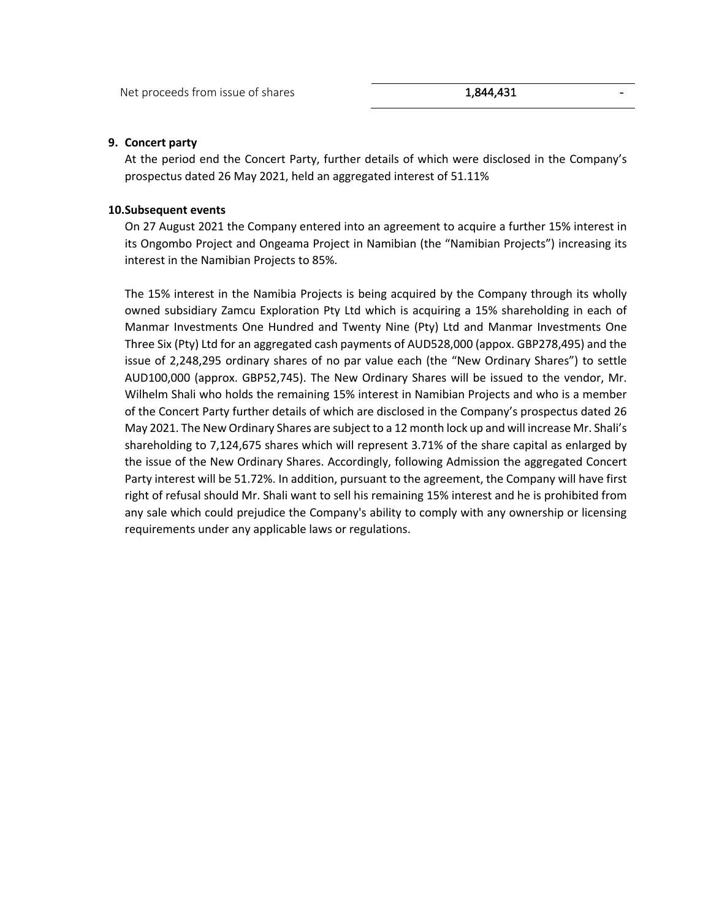| | | |
|---|---|---|
| Net proceeds from issue of shares | **1,844,431** | - |

**9. Concert party**

At the period end the Concert Party, further details of which were disclosed in the Company's prospectus dated 26 May 2021, held an aggregated interest of 51.11%

**10. Subsequent events**

On 27 August 2021 the Company entered into an agreement to acquire a further 15% interest in its Ongombo Project and Ongeama Project in Namibian (the "Namibian Projects") increasing its interest in the Namibian Projects to 85%.

The 15% interest in the Namibia Projects is being acquired by the Company through its wholly owned subsidiary Zamcu Exploration Pty Ltd which is acquiring a 15% shareholding in each of Manmar Investments One Hundred and Twenty Nine (Pty) Ltd and Manmar Investments One Three Six (Pty) Ltd for an aggregated cash payments of AUD528,000 (appox. GBP278,495) and the issue of 2,248,295 ordinary shares of no par value each (the "New Ordinary Shares") to settle AUD100,000 (approx. GBP52,745). The New Ordinary Shares will be issued to the vendor, Mr. Wilhelm Shali who holds the remaining 15% interest in Namibian Projects and who is a member of the Concert Party further details of which are disclosed in the Company's prospectus dated 26 May 2021. The New Ordinary Shares are subject to a 12 month lock up and will increase Mr. Shali's shareholding to 7,124,675 shares which will represent 3.71% of the share capital as enlarged by the issue of the New Ordinary Shares. Accordingly, following Admission the aggregated Concert Party interest will be 51.72%. In addition, pursuant to the agreement, the Company will have first right of refusal should Mr. Shali want to sell his remaining 15% interest and he is prohibited from any sale which could prejudice the Company's ability to comply with any ownership or licensing requirements under any applicable laws or regulations.